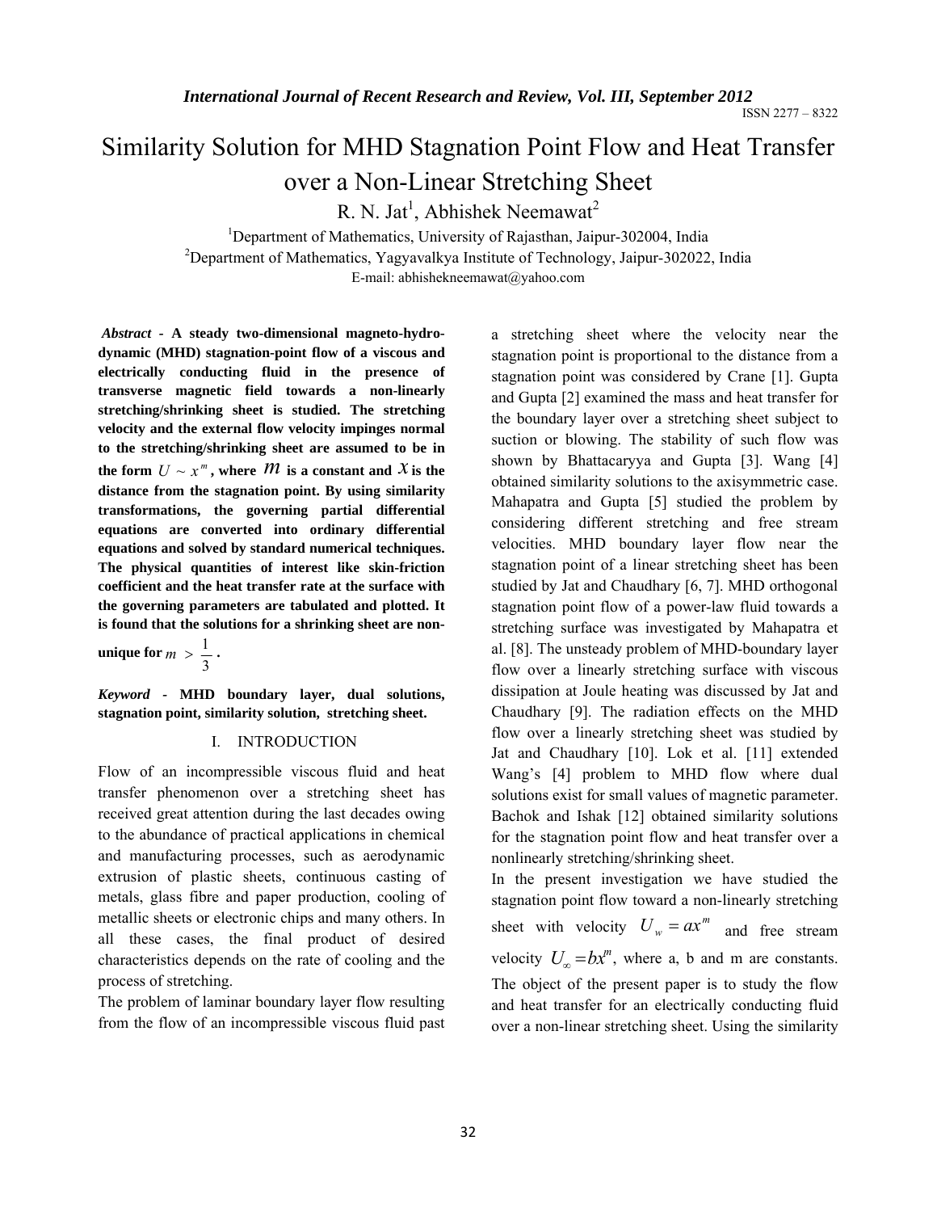# Similarity Solution for MHD Stagnation Point Flow and Heat Transfer over a Non-Linear Stretching Sheet

R. N. Jat[1], Abhishek Neemawat[2]

[1]Department of Mathematics, University of Rajasthan, Jaipur-302004, India

[2]Department of Mathematics, Yagyavalkya Institute of Technology, Jaipur-302022, India

E-mail: abhishekneemawat@yahoo.com

***Abstract*** **- A steady two-dimensional magneto-hydro-dynamic (MHD) stagnation-point flow of a viscous and electrically conducting fluid in the presence of transverse magnetic field towards a non-linearly stretching/shrinking sheet is studied. The stretching velocity and the external flow velocity impinges normal to the stretching/shrinking sheet are assumed to be in the form $U \sim x^m$, where $m$ is a constant and $x$ is the distance from the stagnation point. By using similarity transformations, the governing partial differential equations are converted into ordinary differential equations and solved by standard numerical techniques. The physical quantities of interest like skin-friction coefficient and the heat transfer rate at the surface with the governing parameters are tabulated and plotted. It is found that the solutions for a shrinking sheet are non-unique for $m > \frac{1}{3}$.**

***Keyword*** **- MHD boundary layer, dual solutions, stagnation point, similarity solution, stretching sheet.**

## I. INTRODUCTION

Flow of an incompressible viscous fluid and heat transfer phenomenon over a stretching sheet has received great attention during the last decades owing to the abundance of practical applications in chemical and manufacturing processes, such as aerodynamic extrusion of plastic sheets, continuous casting of metals, glass fibre and paper production, cooling of metallic sheets or electronic chips and many others. In all these cases, the final product of desired characteristics depends on the rate of cooling and the process of stretching.

The problem of laminar boundary layer flow resulting from the flow of an incompressible viscous fluid past a stretching sheet where the velocity near the stagnation point is proportional to the distance from a stagnation point was considered by Crane [1]. Gupta and Gupta [2] examined the mass and heat transfer for the boundary layer over a stretching sheet subject to suction or blowing. The stability of such flow was shown by Bhattacaryya and Gupta [3]. Wang [4] obtained similarity solutions to the axisymmetric case. Mahapatra and Gupta [5] studied the problem by considering different stretching and free stream velocities. MHD boundary layer flow near the stagnation point of a linear stretching sheet has been studied by Jat and Chaudhary [6, 7]. MHD orthogonal stagnation point flow of a power-law fluid towards a stretching surface was investigated by Mahapatra et al. [8]. The unsteady problem of MHD-boundary layer flow over a linearly stretching surface with viscous dissipation at Joule heating was discussed by Jat and Chaudhary [9]. The radiation effects on the MHD flow over a linearly stretching sheet was studied by Jat and Chaudhary [10]. Lok et al. [11] extended Wang's [4] problem to MHD flow where dual solutions exist for small values of magnetic parameter. Bachok and Ishak [12] obtained similarity solutions for the stagnation point flow and heat transfer over a nonlinearly stretching/shrinking sheet.

In the present investigation we have studied the stagnation point flow toward a non-linearly stretching sheet with velocity $U_w = ax^m$ and free stream velocity $U_\infty = bx^m$, where a, b and m are constants. The object of the present paper is to study the flow and heat transfer for an electrically conducting fluid over a non-linear stretching sheet. Using the similarity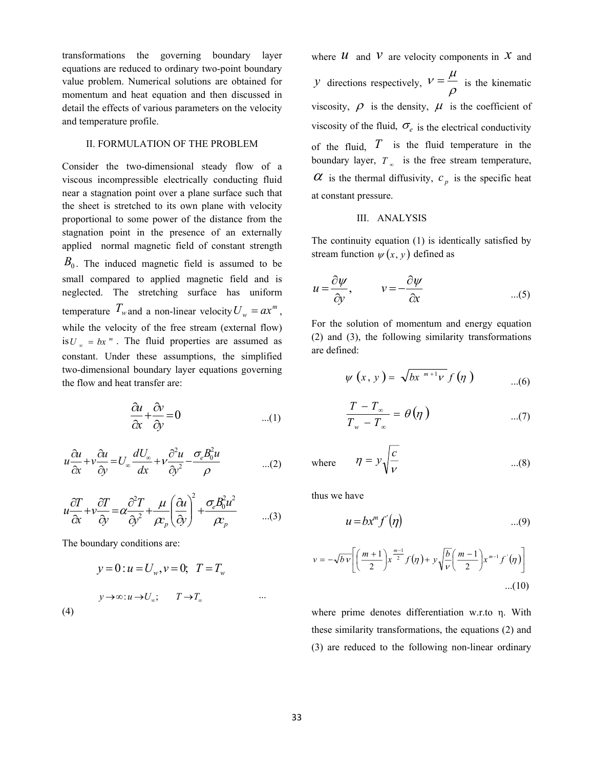transformations the governing boundary layer equations are reduced to ordinary two-point boundary value problem. Numerical solutions are obtained for momentum and heat equation and then discussed in detail the effects of various parameters on the velocity and temperature profile.

## II. FORMULATION OF THE PROBLEM

Consider the two-dimensional steady flow of a viscous incompressible electrically conducting fluid near a stagnation point over a plane surface such that the sheet is stretched to its own plane with velocity proportional to some power of the distance from the stagnation point in the presence of an externally applied normal magnetic field of constant strength $B_0$. The induced magnetic field is assumed to be small compared to applied magnetic field and is neglected. The stretching surface has uniform temperature $T_w$ and a non-linear velocity $U_w = ax^m$, while the velocity of the free stream (external flow) is $U_\infty = bx^m$. The fluid properties are assumed as constant. Under these assumptions, the simplified two-dimensional boundary layer equations governing the flow and heat transfer are:

$$\frac{\partial u}{\partial x} + \frac{\partial v}{\partial y} = 0 \qquad ...(1)$$

$$u\frac{\partial u}{\partial x} + v\frac{\partial u}{\partial y} = U_\infty \frac{dU_\infty}{dx} + \nu \frac{\partial^2 u}{\partial y^2} - \frac{\sigma_e B_0^2 u}{\rho} \qquad ...(2)$$

$$u\frac{\partial T}{\partial x} + v\frac{\partial T}{\partial y} = \alpha \frac{\partial^2 T}{\partial y^2} + \frac{\mu}{\rho c_p}\left(\frac{\partial u}{\partial y}\right)^2 + \frac{\sigma_e B_0^2 u^2}{\rho c_p} \qquad ...(3)$$

The boundary conditions are:

$$y = 0 : u = U_w, v = 0;\; T = T_w$$

$$y \to \infty : u \to U_\infty; \quad T \to T_\infty \qquad ...(4)$$

where $u$ and $v$ are velocity components in $x$ and $y$ directions respectively, $\nu = \frac{\mu}{\rho}$ is the kinematic viscosity, $\rho$ is the density, $\mu$ is the coefficient of viscosity of the fluid, $\sigma_e$ is the electrical conductivity of the fluid, $T$ is the fluid temperature in the boundary layer, $T_\infty$ is the free stream temperature, $\alpha$ is the thermal diffusivity, $c_p$ is the specific heat at constant pressure.

## III. ANALYSIS

The continuity equation (1) is identically satisfied by stream function $\psi(x, y)$ defined as

$$u = \frac{\partial \psi}{\partial y}, \qquad v = -\frac{\partial \psi}{\partial x} \qquad ...(5)$$

For the solution of momentum and energy equation (2) and (3), the following similarity transformations are defined:

$$\psi(x, y) = \sqrt{bx^{m+1}\nu}\, f(\eta) \qquad ...(6)$$

$$\frac{T - T_\infty}{T_w - T_\infty} = \theta(\eta) \qquad ...(7)$$

where $$\eta = y\sqrt{\frac{c}{\nu}} \qquad ...(8)$$

thus we have

$$u = bx^m f'(\eta) \qquad ...(9)$$

$$v = -\sqrt{b\nu}\left[\left(\frac{m+1}{2}\right)x^{\frac{m-1}{2}} f(\eta) + y\sqrt{\frac{b}{\nu}}\left(\frac{m-1}{2}\right)x^{m-1} f'(\eta)\right] \qquad ...(10)$$

where prime denotes differentiation w.r.to η. With these similarity transformations, the equations (2) and (3) are reduced to the following non-linear ordinary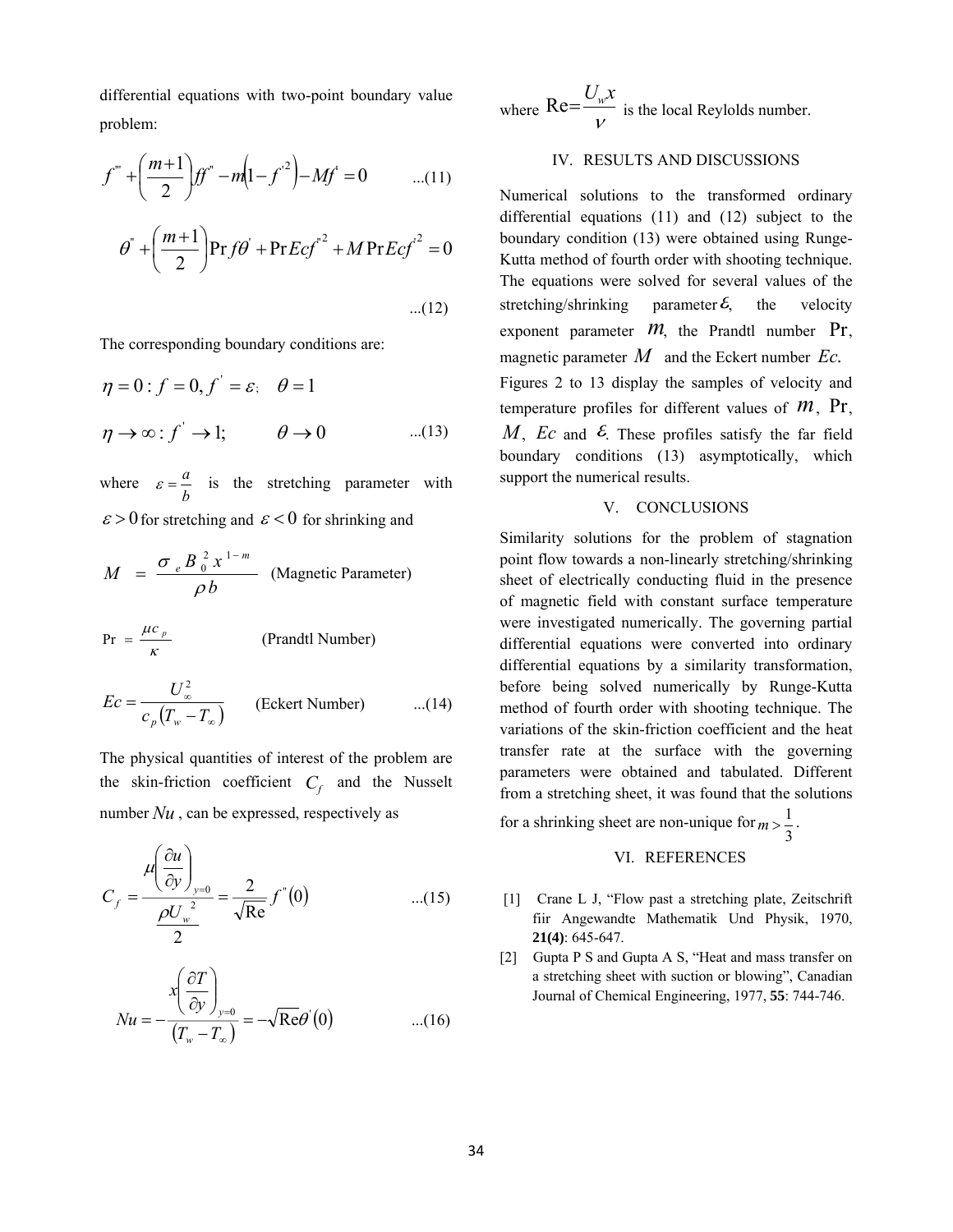differential equations with two-point boundary value problem:

$$f''' + \left(\frac{m+1}{2}\right) f f'' - m\left(1 - f'^2\right) - M f' = 0 \qquad ...(11)$$

$$\theta'' + \left(\frac{m+1}{2}\right) \Pr f \theta' + \Pr Ec f''^2 + M \Pr Ec f'^2 = 0 \qquad ...(12)$$

The corresponding boundary conditions are:

$$\eta = 0 : f = 0, f' = \varepsilon; \quad \theta = 1$$

$$\eta \to \infty : f' \to 1; \qquad \theta \to 0 \qquad ...(13)$$

where $\varepsilon = \frac{a}{b}$ is the stretching parameter with $\varepsilon > 0$ for stretching and $\varepsilon < 0$ for shrinking and

$$M = \frac{\sigma_e B_0^2 x^{1-m}}{\rho b} \quad \text{(Magnetic Parameter)}$$

$$\Pr = \frac{\mu c_p}{\kappa} \quad \text{(Prandtl Number)}$$

$$Ec = \frac{U_\infty^2}{c_p\left(T_w - T_\infty\right)} \quad \text{(Eckert Number)} \qquad ...(14)$$

The physical quantities of interest of the problem are the skin-friction coefficient $C_f$ and the Nusselt number $Nu$, can be expressed, respectively as

$$C_f = \frac{\mu\left(\frac{\partial u}{\partial y}\right)_{y=0}}{\frac{\rho U_w^2}{2}} = \frac{2}{\sqrt{\text{Re}}} f''(0) \qquad ...(15)$$

$$Nu = -\frac{x\left(\frac{\partial T}{\partial y}\right)_{y=0}}{\left(T_w - T_\infty\right)} = -\sqrt{\text{Re}}\,\theta'(0) \qquad ...(16)$$

where $\text{Re} = \frac{U_w x}{\nu}$ is the local Reylolds number.

## IV. RESULTS AND DISCUSSIONS

Numerical solutions to the transformed ordinary differential equations (11) and (12) subject to the boundary condition (13) were obtained using Runge-Kutta method of fourth order with shooting technique. The equations were solved for several values of the stretching/shrinking parameter $\varepsilon$, the velocity exponent parameter $m$, the Prandtl number $\Pr$, magnetic parameter $M$ and the Eckert number $Ec$. Figures 2 to 13 display the samples of velocity and temperature profiles for different values of $m$, $\Pr$, $M$, $Ec$ and $\varepsilon$. These profiles satisfy the far field boundary conditions (13) asymptotically, which support the numerical results.

## V. CONCLUSIONS

Similarity solutions for the problem of stagnation point flow towards a non-linearly stretching/shrinking sheet of electrically conducting fluid in the presence of magnetic field with constant surface temperature were investigated numerically. The governing partial differential equations were converted into ordinary differential equations by a similarity transformation, before being solved numerically by Runge-Kutta method of fourth order with shooting technique. The variations of the skin-friction coefficient and the heat transfer rate at the surface with the governing parameters were obtained and tabulated. Different from a stretching sheet, it was found that the solutions for a shrinking sheet are non-unique for $m > \frac{1}{3}$.

## VI. REFERENCES

[1] Crane L J, "Flow past a stretching plate, Zeitschrift fiir Angewandte Mathematik Und Physik, 1970, **21(4)**: 645-647.

[2] Gupta P S and Gupta A S, "Heat and mass transfer on a stretching sheet with suction or blowing", Canadian Journal of Chemical Engineering, 1977, **55**: 744-746.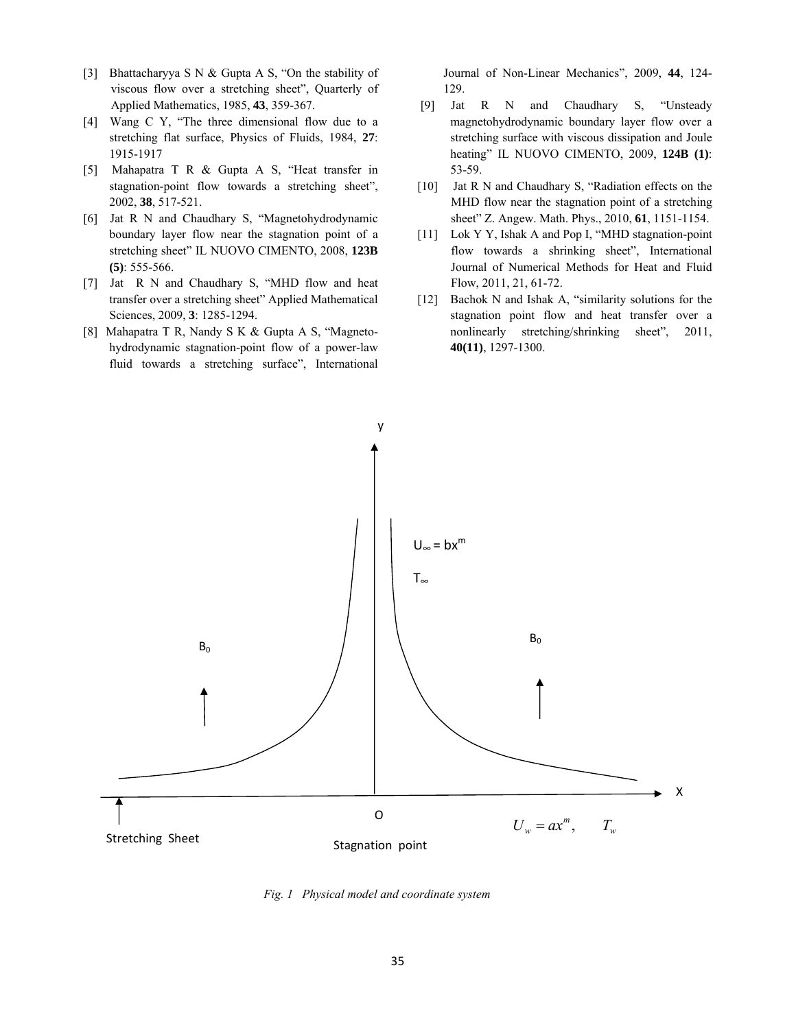[3] Bhattacharyya S N & Gupta A S, "On the stability of viscous flow over a stretching sheet", Quarterly of Applied Mathematics, 1985, **43**, 359-367.

[4] Wang C Y, "The three dimensional flow due to a stretching flat surface, Physics of Fluids, 1984, **27**: 1915-1917

[5] Mahapatra T R & Gupta A S, "Heat transfer in stagnation-point flow towards a stretching sheet", 2002, **38**, 517-521.

[6] Jat R N and Chaudhary S, "Magnetohydrodynamic boundary layer flow near the stagnation point of a stretching sheet" IL NUOVO CIMENTO, 2008, **123B (5)**: 555-566.

[7] Jat R N and Chaudhary S, "MHD flow and heat transfer over a stretching sheet" Applied Mathematical Sciences, 2009, **3**: 1285-1294.

[8] Mahapatra T R, Nandy S K & Gupta A S, "Magneto-hydrodynamic stagnation-point flow of a power-law fluid towards a stretching surface", International Journal of Non-Linear Mechanics", 2009, **44**, 124-129.

[9] Jat R N and Chaudhary S, "Unsteady magnetohydrodynamic boundary layer flow over a stretching surface with viscous dissipation and Joule heating" IL NUOVO CIMENTO, 2009, **124B (1)**: 53-59.

[10] Jat R N and Chaudhary S, "Radiation effects on the MHD flow near the stagnation point of a stretching sheet" Z. Angew. Math. Phys., 2010, **61**, 1151-1154.

[11] Lok Y Y, Ishak A and Pop I, "MHD stagnation-point flow towards a shrinking sheet", International Journal of Numerical Methods for Heat and Fluid Flow, 2011, 21, 61-72.

[12] Bachok N and Ishak A, "similarity solutions for the stagnation point flow and heat transfer over a nonlinearly stretching/shrinking sheet", 2011, **40(11)**, 1297-1300.

*Fig. 1 Physical model and coordinate system*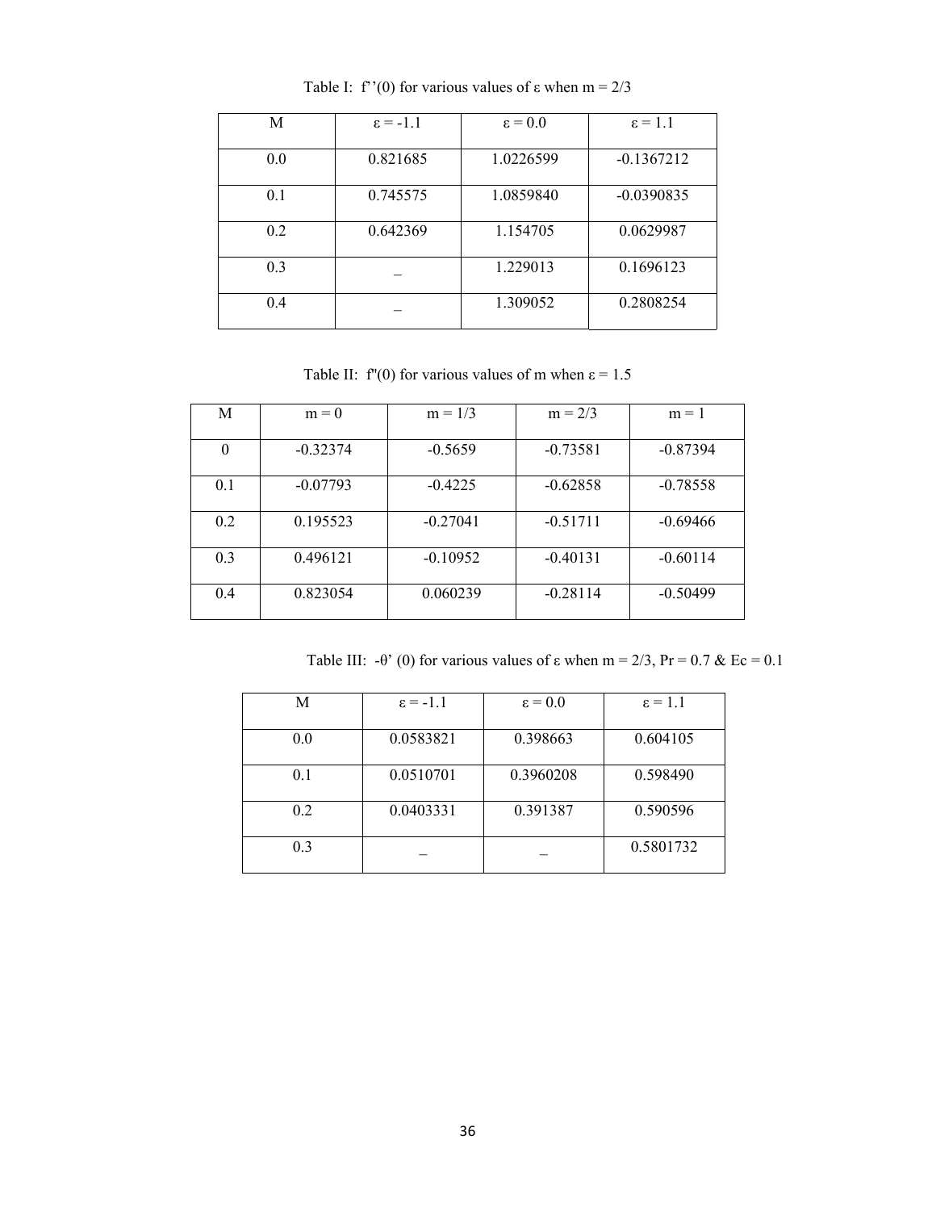Table I: $f''(0)$ for various values of $\varepsilon$ when $m = 2/3$

| M | $\varepsilon = -1.1$ | $\varepsilon = 0.0$ | $\varepsilon = 1.1$ |
|---|---|---|---|
| 0.0 | 0.821685 | 1.0226599 | -0.1367212 |
| 0.1 | 0.745575 | 1.0859840 | -0.0390835 |
| 0.2 | 0.642369 | 1.154705 | 0.0629987 |
| 0.3 | _ | 1.229013 | 0.1696123 |
| 0.4 | _ | 1.309052 | 0.2808254 |

Table II: $f''(0)$ for various values of m when $\varepsilon = 1.5$

| M | $m = 0$ | $m = 1/3$ | $m = 2/3$ | $m = 1$ |
|---|---|---|---|---|
| 0 | -0.32374 | -0.5659 | -0.73581 | -0.87394 |
| 0.1 | -0.07793 | -0.4225 | -0.62858 | -0.78558 |
| 0.2 | 0.195523 | -0.27041 | -0.51711 | -0.69466 |
| 0.3 | 0.496121 | -0.10952 | -0.40131 | -0.60114 |
| 0.4 | 0.823054 | 0.060239 | -0.28114 | -0.50499 |

Table III: $-\theta'(0)$ for various values of $\varepsilon$ when $m = 2/3$, $Pr = 0.7$ & $Ec = 0.1$

| M | $\varepsilon = -1.1$ | $\varepsilon = 0.0$ | $\varepsilon = 1.1$ |
|---|---|---|---|
| 0.0 | 0.0583821 | 0.398663 | 0.604105 |
| 0.1 | 0.0510701 | 0.3960208 | 0.598490 |
| 0.2 | 0.0403331 | 0.391387 | 0.590596 |
| 0.3 | _ | _ | 0.5801732 |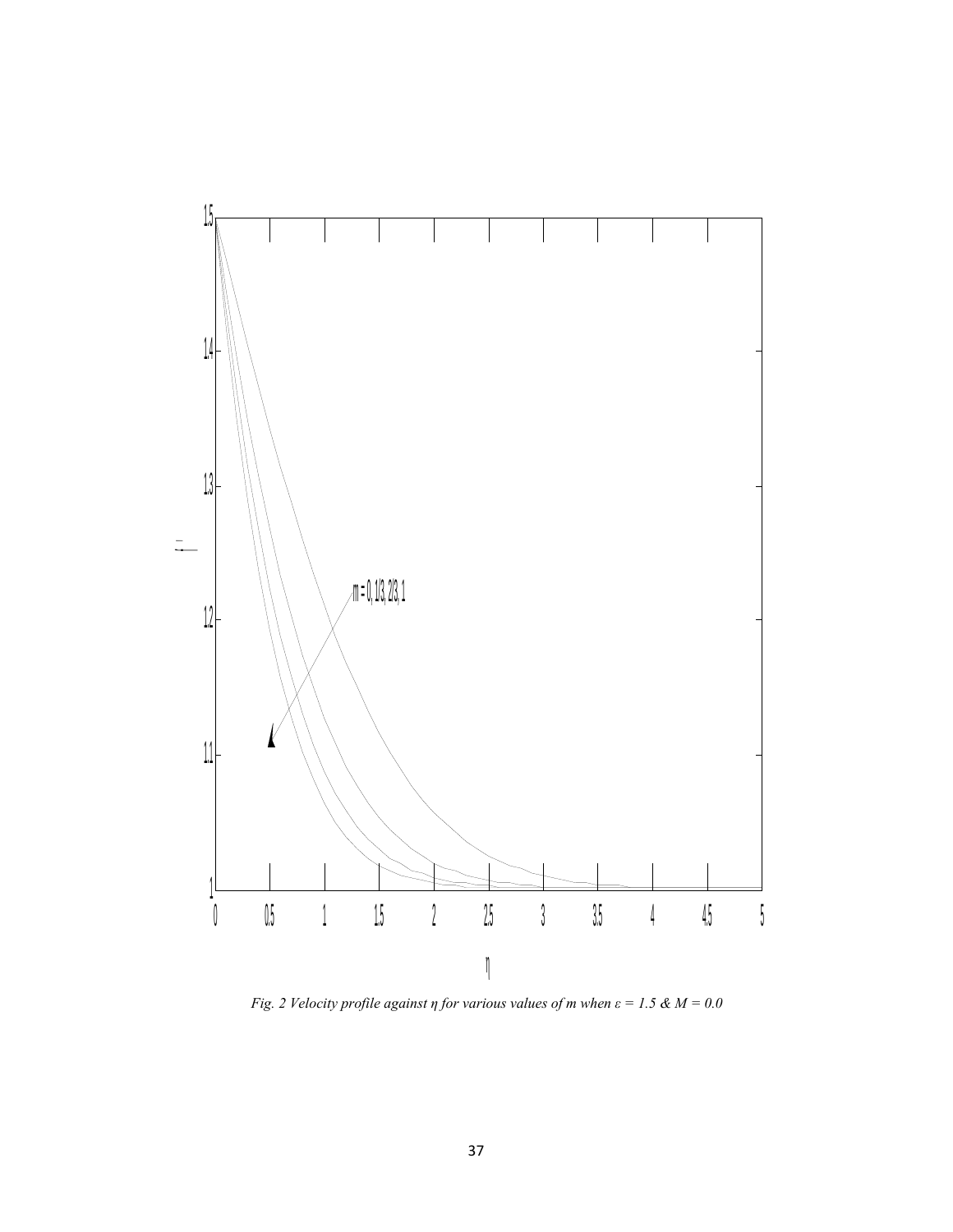*Fig. 2 Velocity profile against η for various values of m when ε = 1.5 & M = 0.0*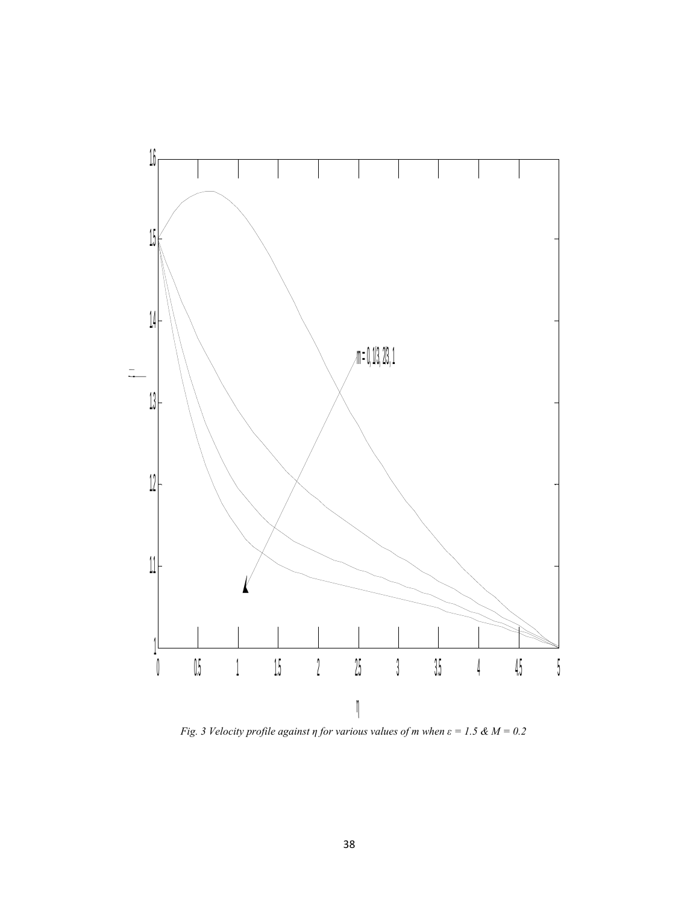*Fig. 3 Velocity profile against $\eta$ for various values of $m$ when $\varepsilon = 1.5$ & $M = 0.2$*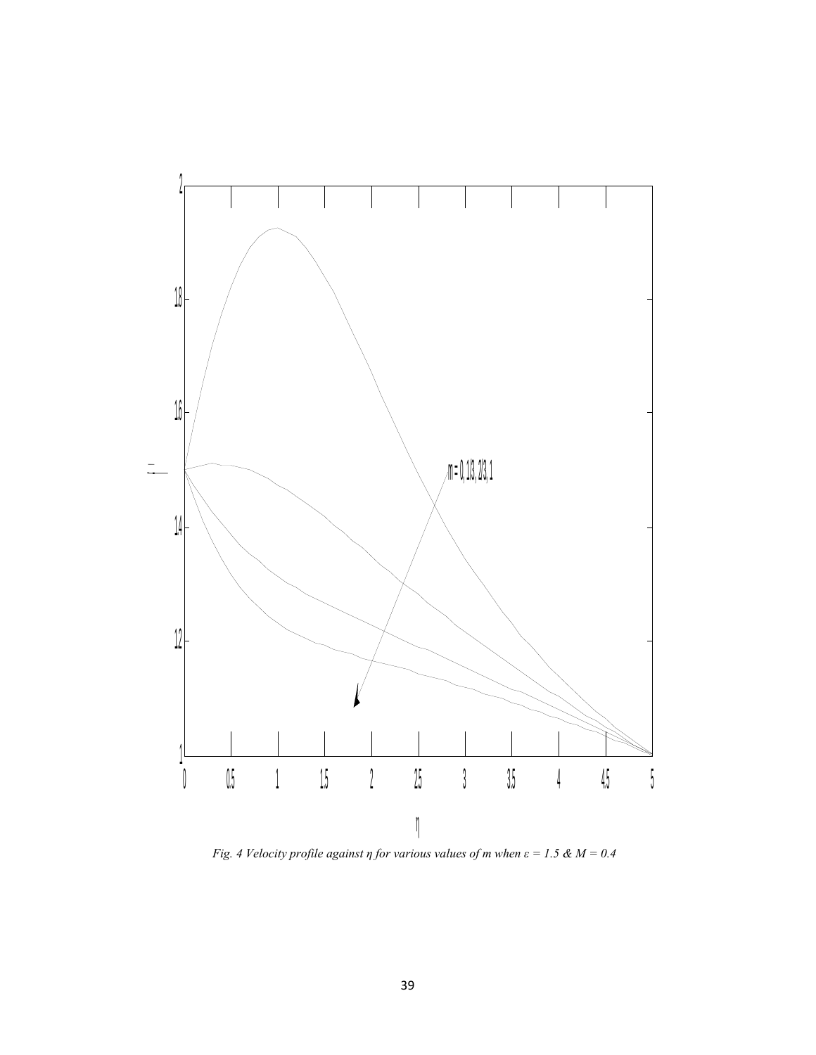*Fig. 4 Velocity profile against η for various values of m when ε = 1.5 & M = 0.4*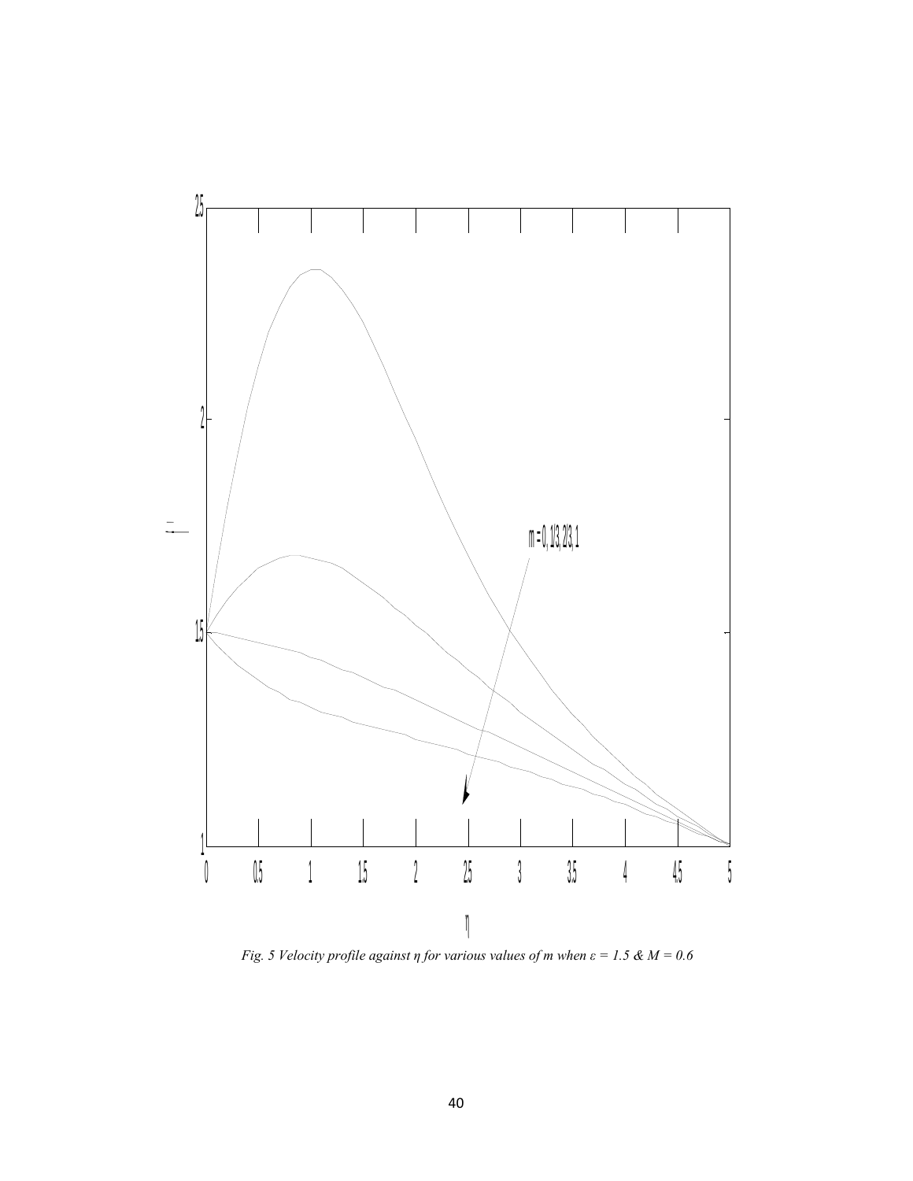*Fig. 5 Velocity profile against η for various values of m when ε = 1.5 & M = 0.6*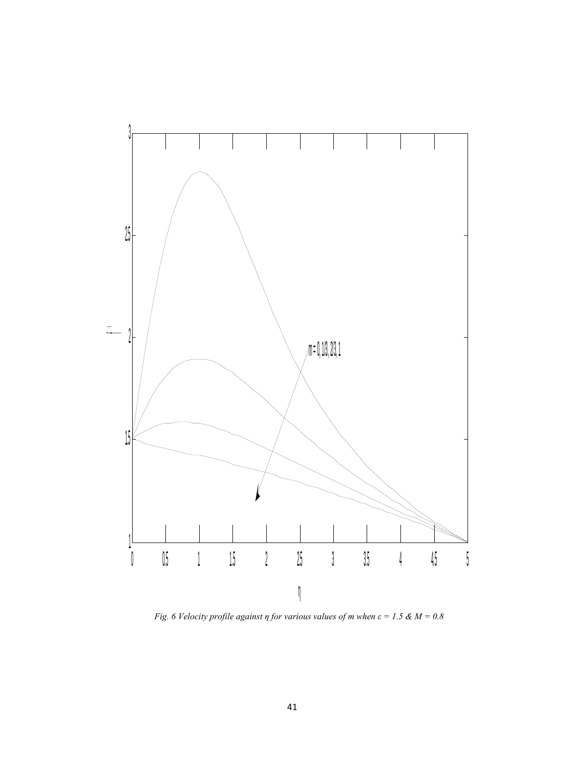*Fig. 6 Velocity profile against η for various values of m when ε = 1.5 & M = 0.8*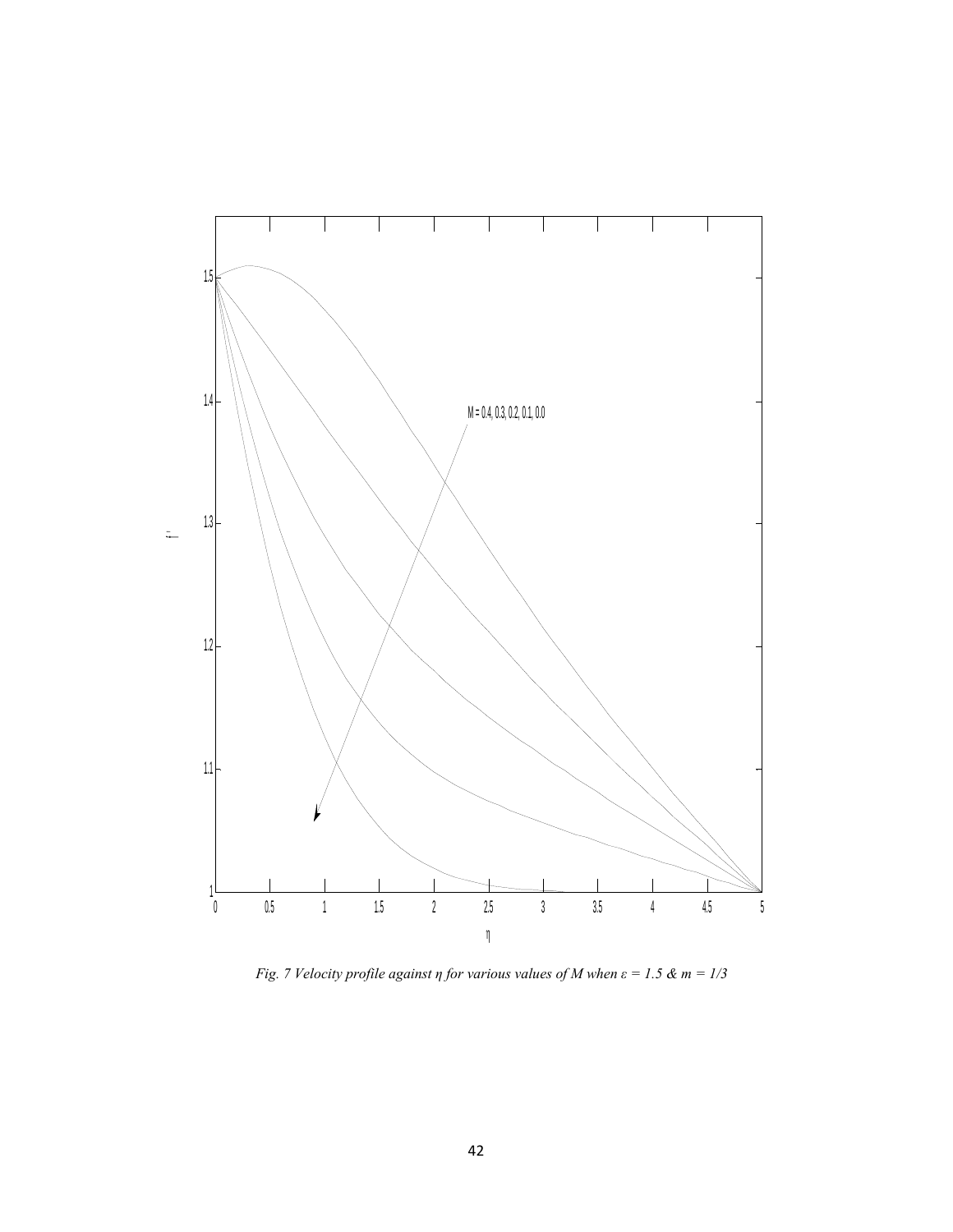*Fig. 7 Velocity profile against η for various values of M when ε = 1.5 & m = 1/3*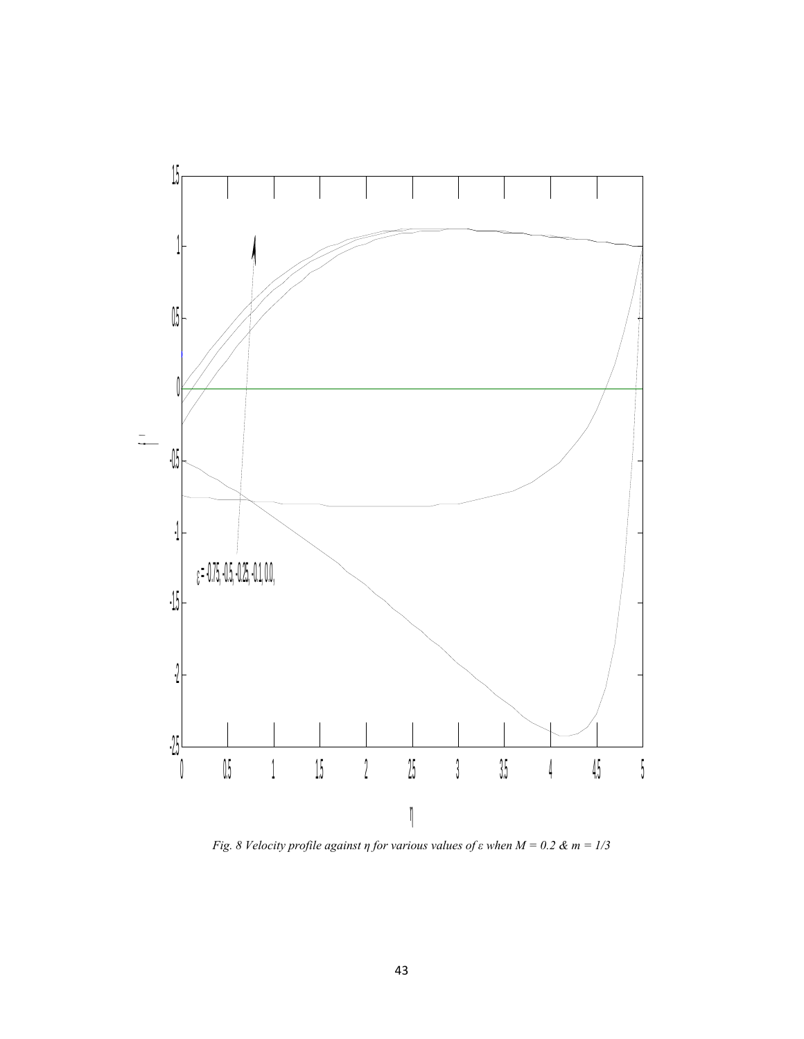*Fig. 8 Velocity profile against η for various values of ε when M = 0.2 & m = 1/3*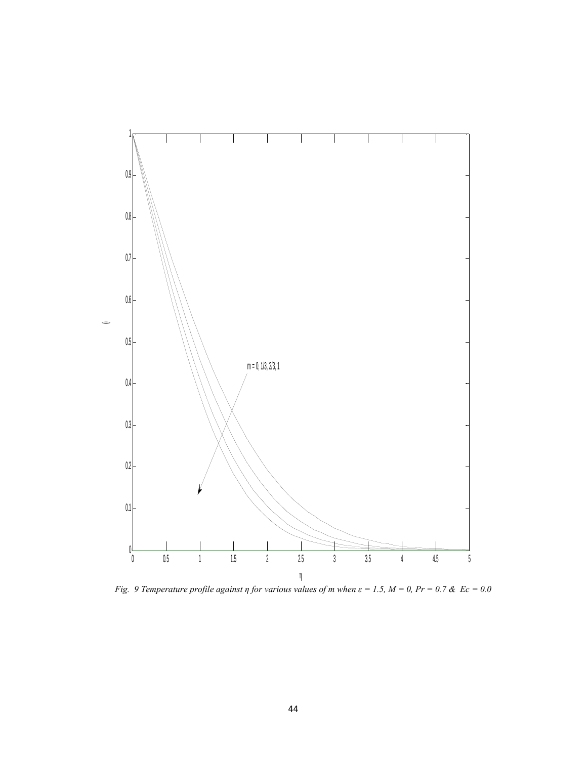*Fig. 9 Temperature profile against η for various values of m when ε = 1.5, M = 0, Pr = 0.7 & Ec = 0.0*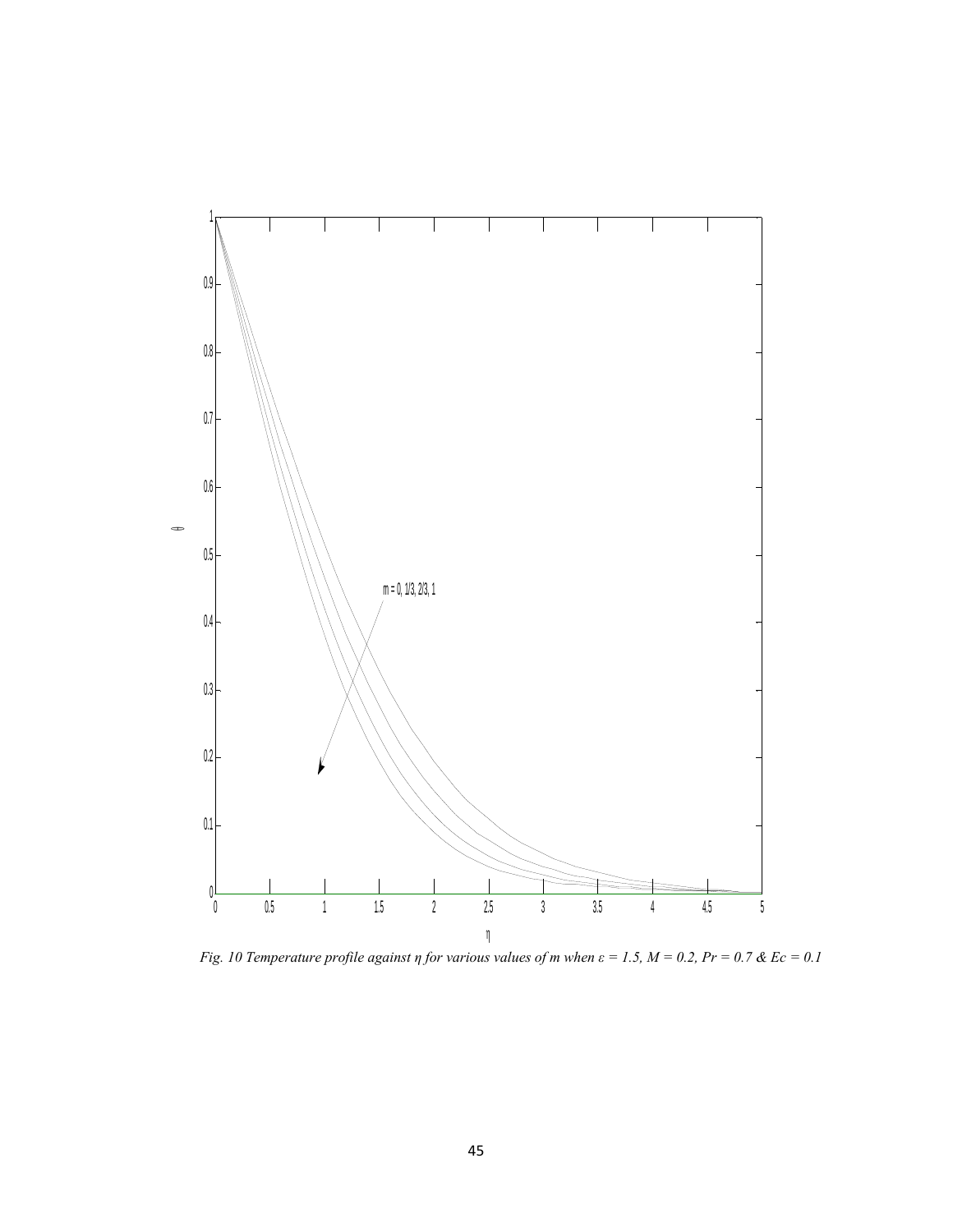*Fig. 10 Temperature profile against η for various values of m when ε = 1.5, M = 0.2, Pr = 0.7 & Ec = 0.1*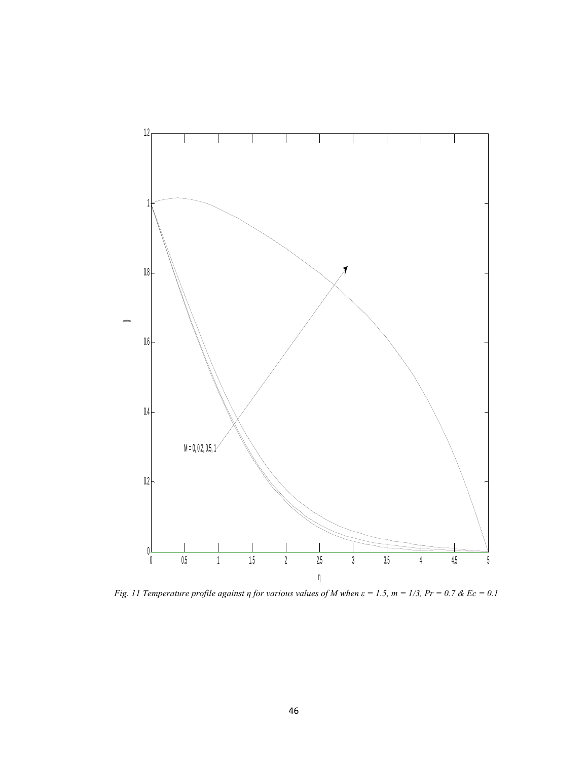*Fig. 11 Temperature profile against η for various values of M when ε = 1.5, m = 1/3, Pr = 0.7 & Ec = 0.1*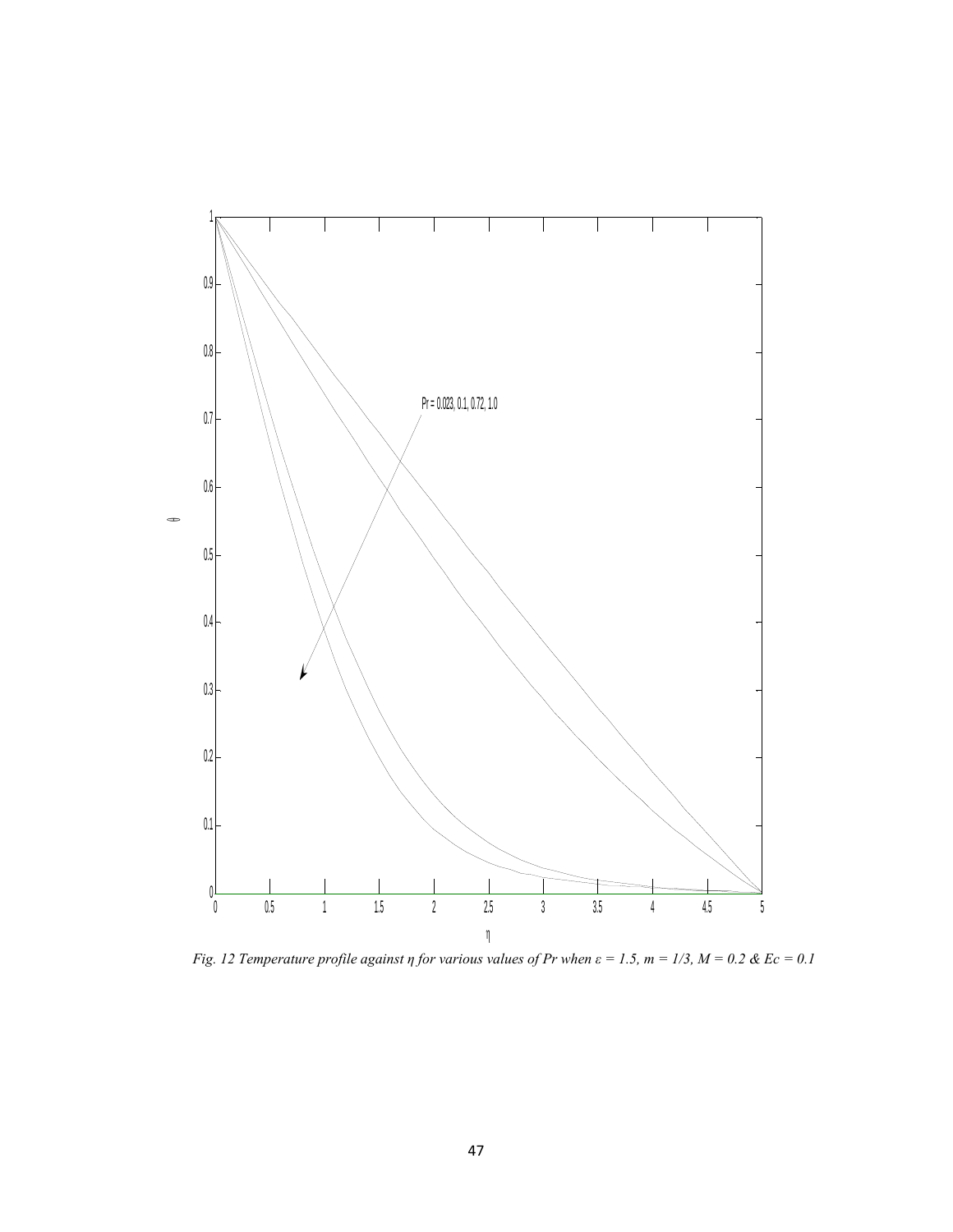*Fig. 12 Temperature profile against η for various values of Pr when ε = 1.5, m = 1/3, M = 0.2 & Ec = 0.1*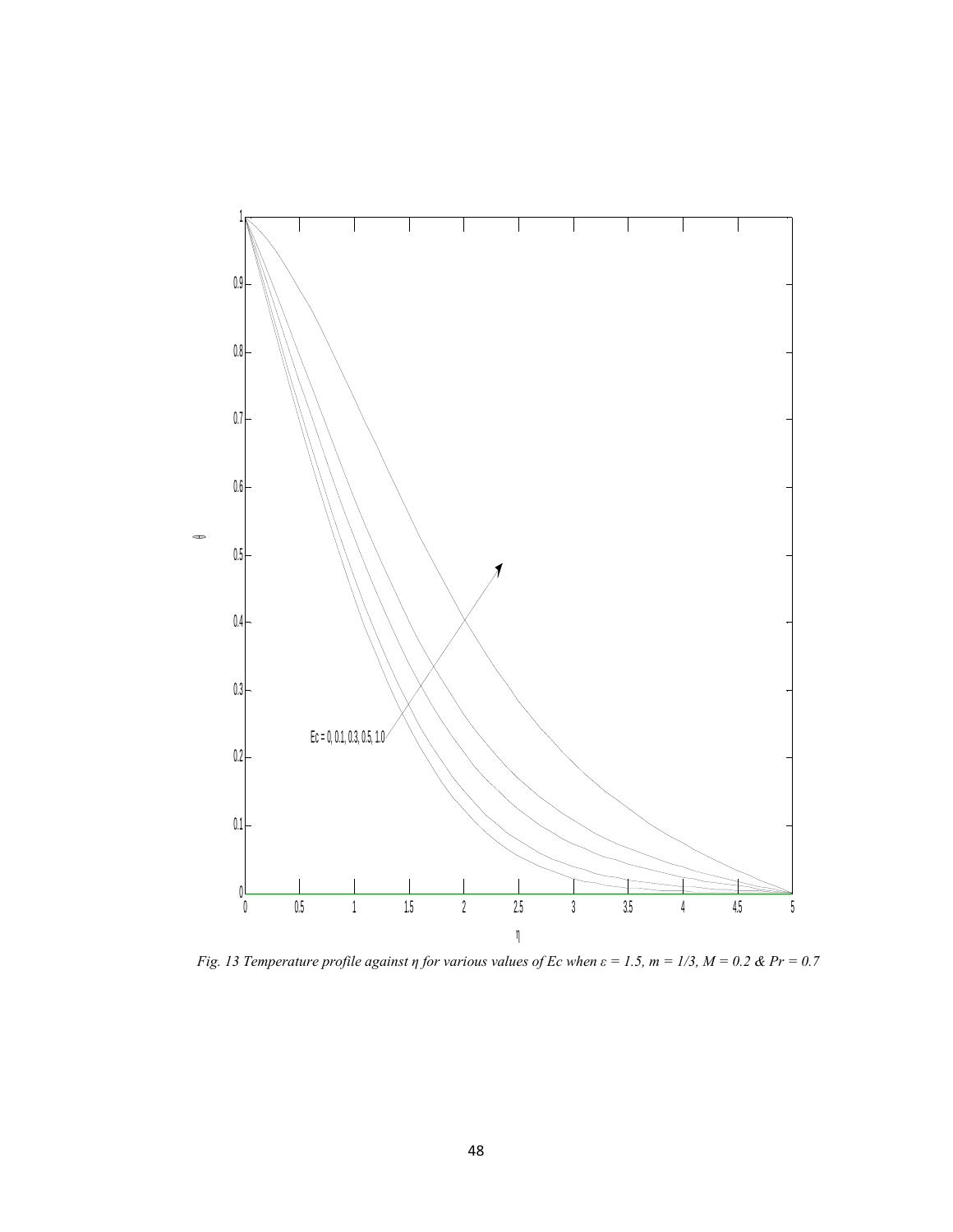*Fig. 13 Temperature profile against η for various values of Ec when ε = 1.5, m = 1/3, M = 0.2 & Pr = 0.7*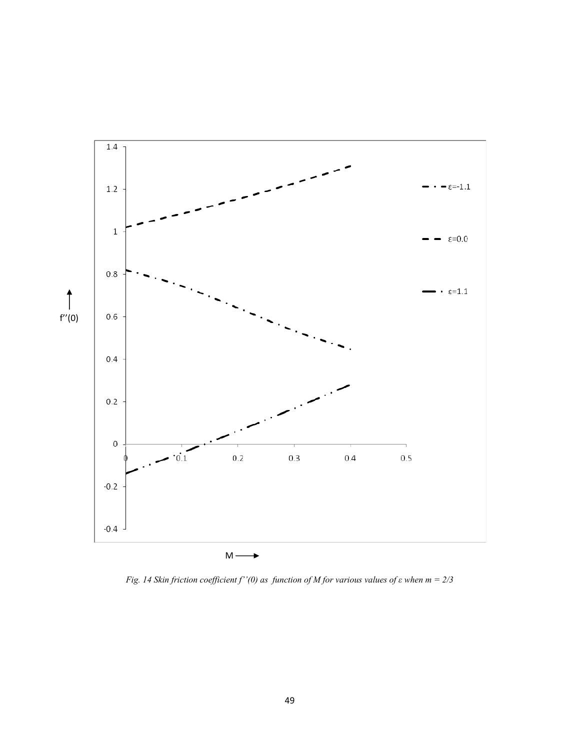*Fig. 14 Skin friction coefficient $f''(0)$ as function of $M$ for various values of $\varepsilon$ when $m = 2/3$*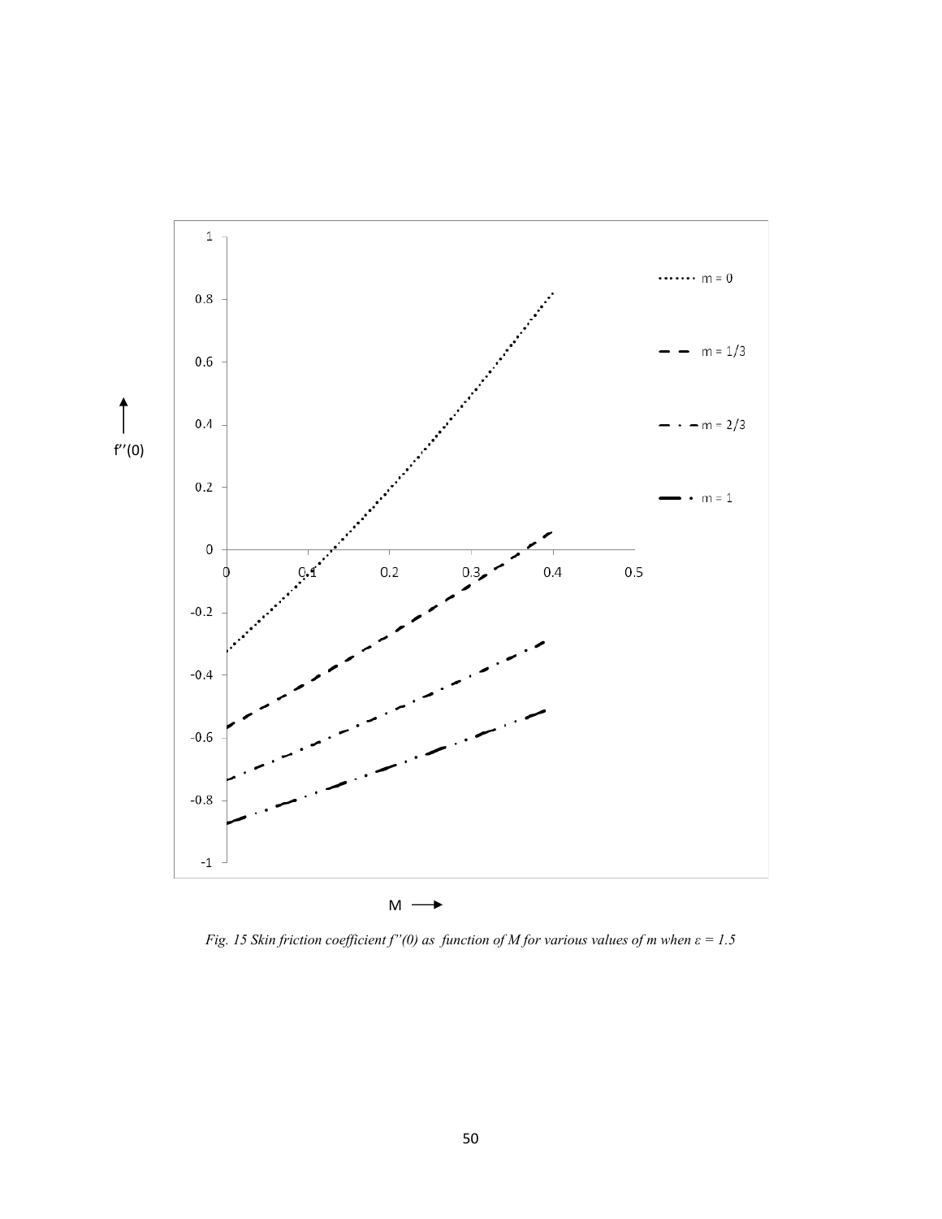*Fig. 15 Skin friction coefficient $f''(0)$ as function of $M$ for various values of $m$ when $\varepsilon = 1.5$*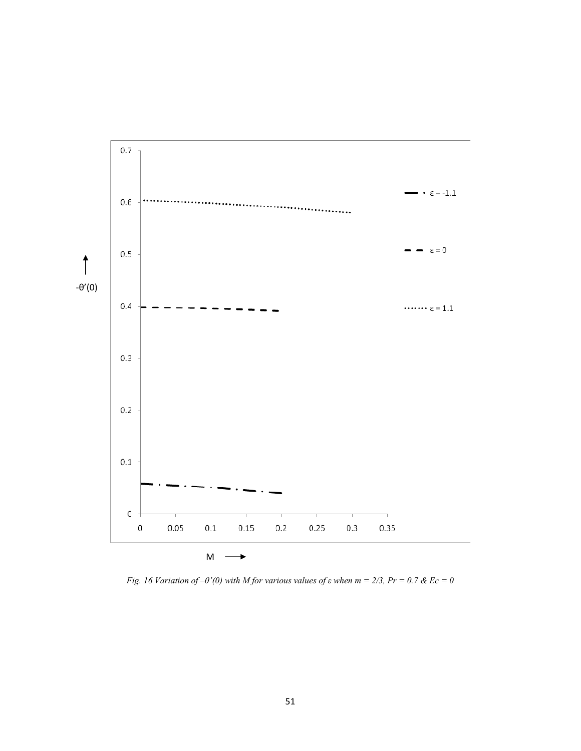0.7

0.6

0.5

0.4

0.3

0.2

0.1

0

0 0.05 0.1 0.15 0.2 0.25 0.3 0.35

-θ'(0)

M

ε = -1.1

ε = 0

ε = 1.1

*Fig. 16 Variation of $-\theta'(0)$ with M for various values of ε when m = 2/3, Pr = 0.7 & Ec = 0*